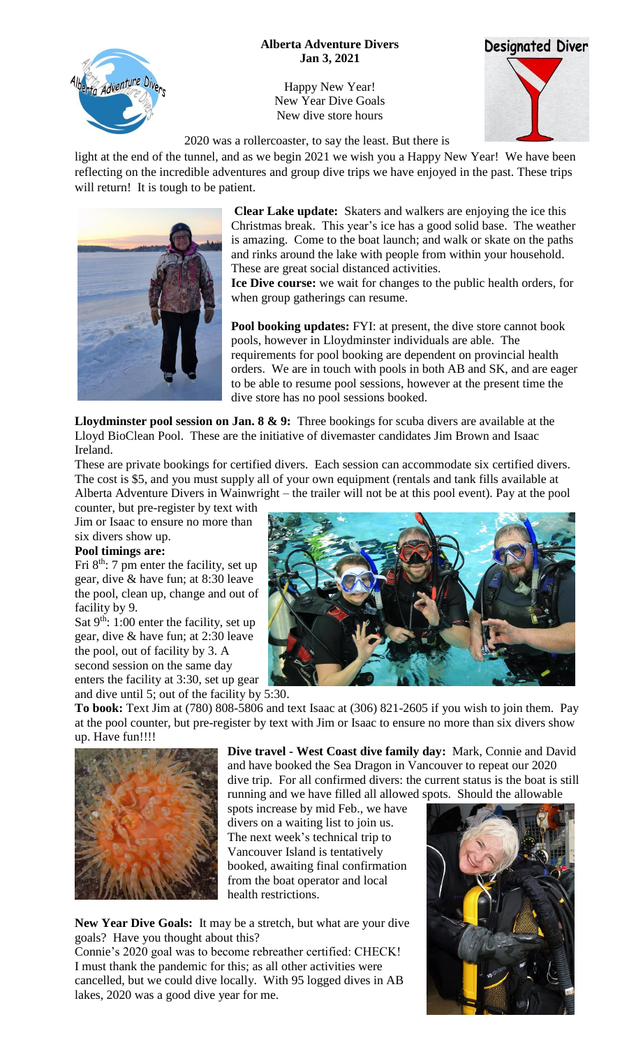**Alberta Adventure Divers**
**Jan 3, 2021**

Happy New Year!
New Year Dive Goals
New dive store hours

2020 was a rollercoaster, to say the least. But there is light at the end of the tunnel, and as we begin 2021 we wish you a Happy New Year! We have been reflecting on the incredible adventures and group dive trips we have enjoyed in the past. These trips will return! It is tough to be patient.

**Clear Lake update:** Skaters and walkers are enjoying the ice this Christmas break. This year's ice has a good solid base. The weather is amazing. Come to the boat launch; and walk or skate on the paths and rinks around the lake with people from within your household. These are great social distanced activities.

**Ice Dive course:** we wait for changes to the public health orders, for when group gatherings can resume.

**Pool booking updates:** FYI: at present, the dive store cannot book pools, however in Lloydminster individuals are able. The requirements for pool booking are dependent on provincial health orders. We are in touch with pools in both AB and SK, and are eager to be able to resume pool sessions, however at the present time the dive store has no pool sessions booked.

**Lloydminster pool session on Jan. 8 & 9:** Three bookings for scuba divers are available at the Lloyd BioClean Pool. These are the initiative of divemaster candidates Jim Brown and Isaac Ireland.

These are private bookings for certified divers. Each session can accommodate six certified divers. The cost is $5, and you must supply all of your own equipment (rentals and tank fills available at Alberta Adventure Divers in Wainwright – the trailer will not be at this pool event). Pay at the pool counter, but pre-register by text with Jim or Isaac to ensure no more than six divers show up.

**Pool timings are:**

Fri 8th: 7 pm enter the facility, set up gear, dive & have fun; at 8:30 leave the pool, clean up, change and out of facility by 9.

Sat 9th: 1:00 enter the facility, set up gear, dive & have fun; at 2:30 leave the pool, out of facility by 3. A second session on the same day enters the facility at 3:30, set up gear and dive until 5; out of the facility by 5:30.

**To book:** Text Jim at (780) 808-5806 and text Isaac at (306) 821-2605 if you wish to join them. Pay at the pool counter, but pre-register by text with Jim or Isaac to ensure no more than six divers show up. Have fun!!!!

**Dive travel - West Coast dive family day:** Mark, Connie and David and have booked the Sea Dragon in Vancouver to repeat our 2020 dive trip. For all confirmed divers: the current status is the boat is still running and we have filled all allowed spots. Should the allowable spots increase by mid Feb., we have divers on a waiting list to join us. The next week's technical trip to Vancouver Island is tentatively booked, awaiting final confirmation from the boat operator and local health restrictions.

**New Year Dive Goals:** It may be a stretch, but what are your dive goals? Have you thought about this?

Connie's 2020 goal was to become rebreather certified: CHECK! I must thank the pandemic for this; as all other activities were cancelled, but we could dive locally. With 95 logged dives in AB lakes, 2020 was a good dive year for me.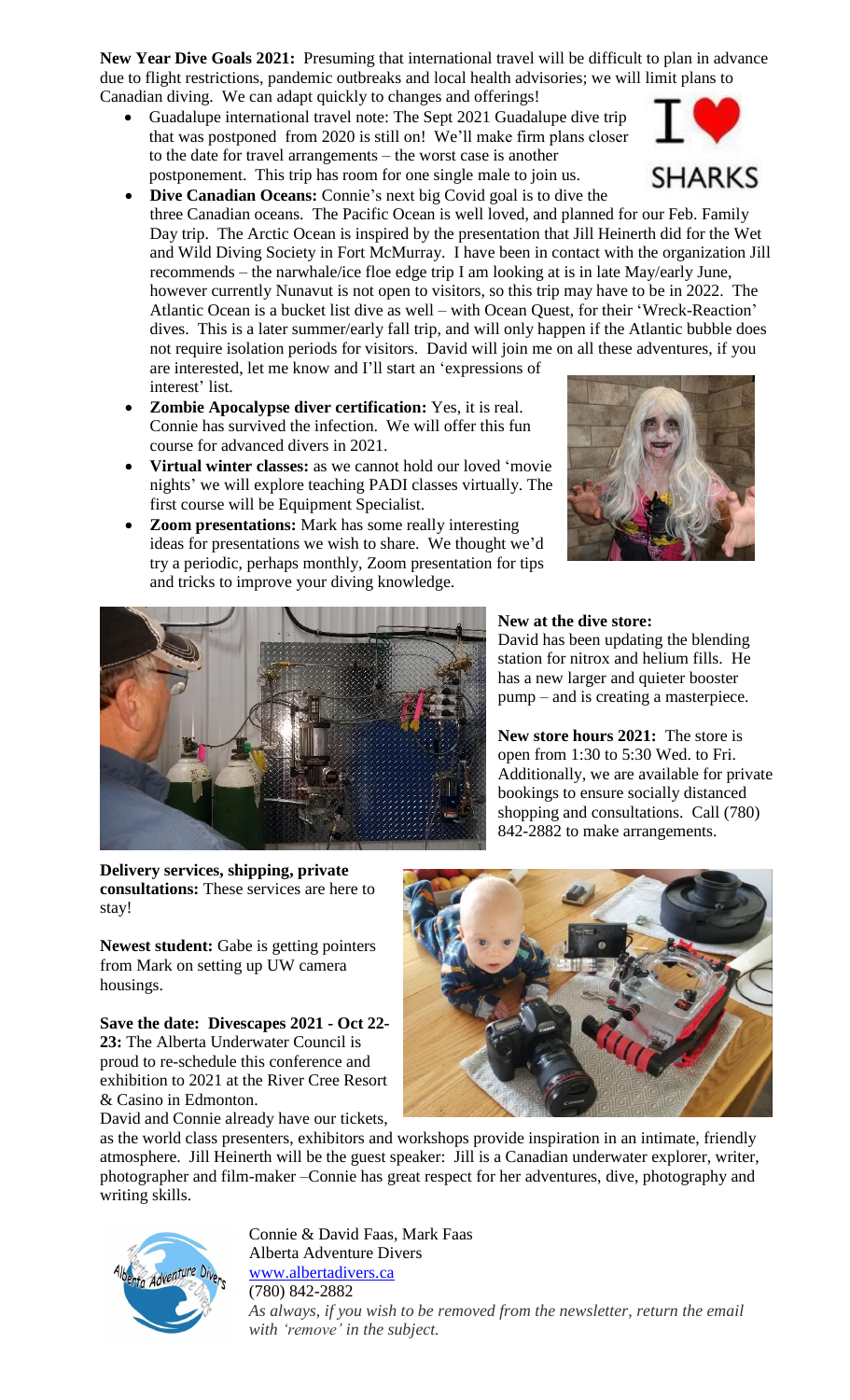**New Year Dive Goals 2021:** Presuming that international travel will be difficult to plan in advance due to flight restrictions, pandemic outbreaks and local health advisories; we will limit plans to Canadian diving. We can adapt quickly to changes and offerings!

- Guadalupe international travel note: The Sept 2021 Guadalupe dive trip that was postponed from 2020 is still on! We'll make firm plans closer to the date for travel arrangements – the worst case is another postponement. This trip has room for one single male to join us.
- **Dive Canadian Oceans:** Connie's next big Covid goal is to dive the three Canadian oceans. The Pacific Ocean is well loved, and planned for our Feb. Family Day trip. The Arctic Ocean is inspired by the presentation that Jill Heinerth did for the Wet and Wild Diving Society in Fort McMurray. I have been in contact with the organization Jill recommends – the narwhale/ice floe edge trip I am looking at is in late May/early June, however currently Nunavut is not open to visitors, so this trip may have to be in 2022. The Atlantic Ocean is a bucket list dive as well – with Ocean Quest, for their 'Wreck-Reaction' dives. This is a later summer/early fall trip, and will only happen if the Atlantic bubble does not require isolation periods for visitors. David will join me on all these adventures, if you are interested, let me know and I'll start an 'expressions of interest' list.
- **Zombie Apocalypse diver certification:** Yes, it is real. Connie has survived the infection. We will offer this fun course for advanced divers in 2021.
- **Virtual winter classes:** as we cannot hold our loved 'movie nights' we will explore teaching PADI classes virtually. The first course will be Equipment Specialist.
- **Zoom presentations:** Mark has some really interesting ideas for presentations we wish to share. We thought we'd try a periodic, perhaps monthly, Zoom presentation for tips and tricks to improve your diving knowledge.

I ❤ SHARKS

**New at the dive store:**
David has been updating the blending station for nitrox and helium fills. He has a new larger and quieter booster pump – and is creating a masterpiece.

**New store hours 2021:** The store is open from 1:30 to 5:30 Wed. to Fri. Additionally, we are available for private bookings to ensure socially distanced shopping and consultations. Call (780) 842-2882 to make arrangements.

**Delivery services, shipping, private consultations:** These services are here to stay!

**Newest student:** Gabe is getting pointers from Mark on setting up UW camera housings.

**Save the date: Divescapes 2021 - Oct 22-23:** The Alberta Underwater Council is proud to re-schedule this conference and exhibition to 2021 at the River Cree Resort & Casino in Edmonton.
David and Connie already have our tickets, as the world class presenters, exhibitors and workshops provide inspiration in an intimate, friendly atmosphere. Jill Heinerth will be the guest speaker: Jill is a Canadian underwater explorer, writer, photographer and film-maker –Connie has great respect for her adventures, dive, photography and writing skills.

Connie & David Faas, Mark Faas
Alberta Adventure Divers
www.albertadivers.ca
(780) 842-2882
*As always, if you wish to be removed from the newsletter, return the email with 'remove' in the subject.*